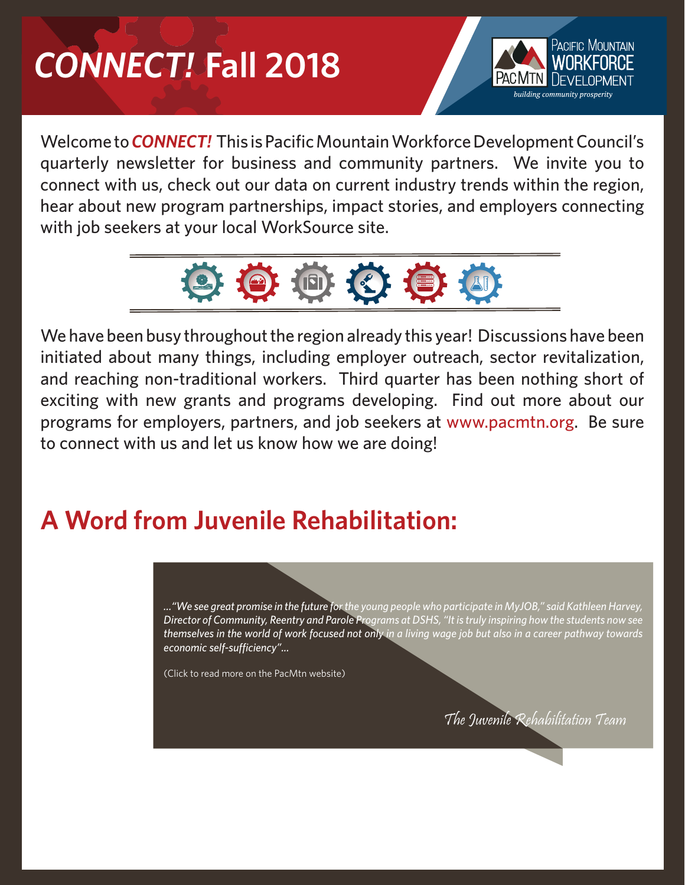# *CONNECT!* Fall 2018

Pacific Mountain WORKFORCE Development
PacMtn
*building community prosperity*

Welcome to ***CONNECT!*** This is Pacific Mountain Workforce Development Council's quarterly newsletter for business and community partners. We invite you to connect with us, check out our data on current industry trends within the region, hear about new program partnerships, impact stories, and employers connecting with job seekers at your local WorkSource site.

We have been busy throughout the region already this year! Discussions have been initiated about many things, including employer outreach, sector revitalization, and reaching non-traditional workers. Third quarter has been nothing short of exciting with new grants and programs developing. Find out more about our programs for employers, partners, and job seekers at www.pacmtn.org. Be sure to connect with us and let us know how we are doing!

## A Word from Juvenile Rehabilitation:

*..."We see great promise in the future for the young people who participate in MyJOB," said Kathleen Harvey, Director of Community, Reentry and Parole Programs at DSHS, "It is truly inspiring how the students now see themselves in the world of work focused not only in a living wage job but also in a career pathway towards economic self-sufficiency"...*

(Click to read more on the PacMtn website)

*The Juvenile Rehabilitation Team*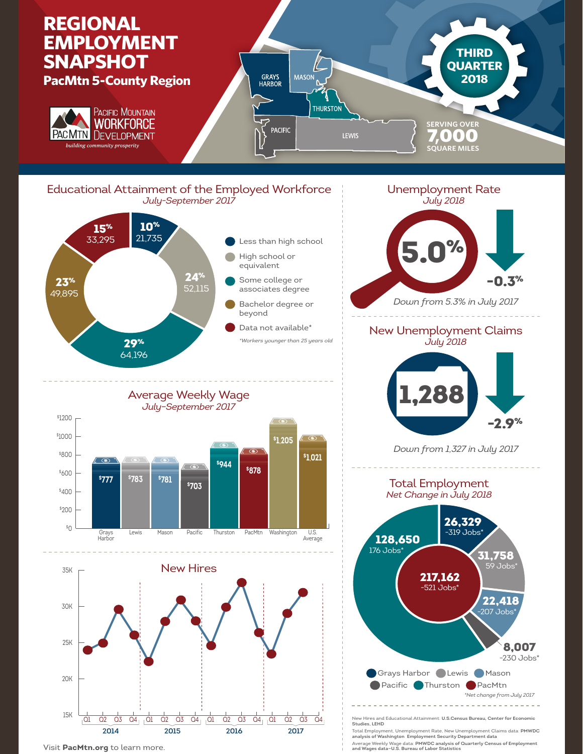# REGIONAL EMPLOYMENT SNAPSHOT

## PacMtn 5-County Region

Pacific Mountain Workforce Development
*building community prosperity*

GRAYS HARBOR · MASON · THURSTON · PACIFIC · LEWIS

**THIRD QUARTER 2018**

SERVING OVER **7,000** SQUARE MILES

## Educational Attainment of the Employed Workforce

*July–September 2017*

| Category | Percent | Workers |
|---|---|---|
| Less than high school | 10% | 21,735 |
| High school or equivalent | 24% | 52,115 |
| Some college or associates degree | 29% | 64,196 |
| Bachelor degree or beyond | 23% | 49,895 |
| Data not available* | 15% | 33,295 |

*Workers younger than 25 years old

## Unemployment Rate

*July 2018*

**5.0%** — **-0.3%**

*Down from 5.3% in July 2017*

## New Unemployment Claims

*July 2018*

**1,288** — **-2.9%**

*Down from 1,327 in July 2017*

## Average Weekly Wage

*July–September 2017*

| Area | Average Weekly Wage |
|---|---|
| Grays Harbor | $777 |
| Lewis | $783 |
| Mason | $781 |
| Pacific | $703 |
| Thurston | $944 |
| PacMtn | $878 |
| Washington | $1,205 |
| U.S. Average | $1,021 |

## Total Employment

*Net Change in July 2018*

| Area | Total Employment | Net Change* |
|---|---|---|
| Grays Harbor | 26,329 | -319 Jobs |
| Lewis | 31,758 | 59 Jobs |
| Mason | 22,418 | -207 Jobs |
| Pacific | 8,007 | -230 Jobs |
| Thurston | 128,650 | 176 Jobs |
| PacMtn | 217,162 | -521 Jobs |

*Net change from July 2017

## New Hires

| Year | Q1 | Q2 | Q3 | Q4 |
|---|---|---|---|---|
| 2014 | ~24K | ~25K | ~29.7K | ~26K |
| 2015 | ~22.4K | ~28K | ~31K | ~28K |
| 2016 | ~24.6K | ~30K | ~33.3K | ~26.4K |
| 2017 | ~23.4K | ~29K | ~32K | |

Visit **PacMtn.org** to learn more.

New Hires and Educational Attainment: **U.S.Census Bureau, Center for Economic Studies, LEHD**

Total Employment, Unemployment Rate, New Unemployment Claims data: **PMWDC analysis of Washington Employment Security Department data**

Average Weekly Wage data: **PMWDC analysis of Quarterly Census of Employment and Wages data–U.S. Bureau of Labor Statistics**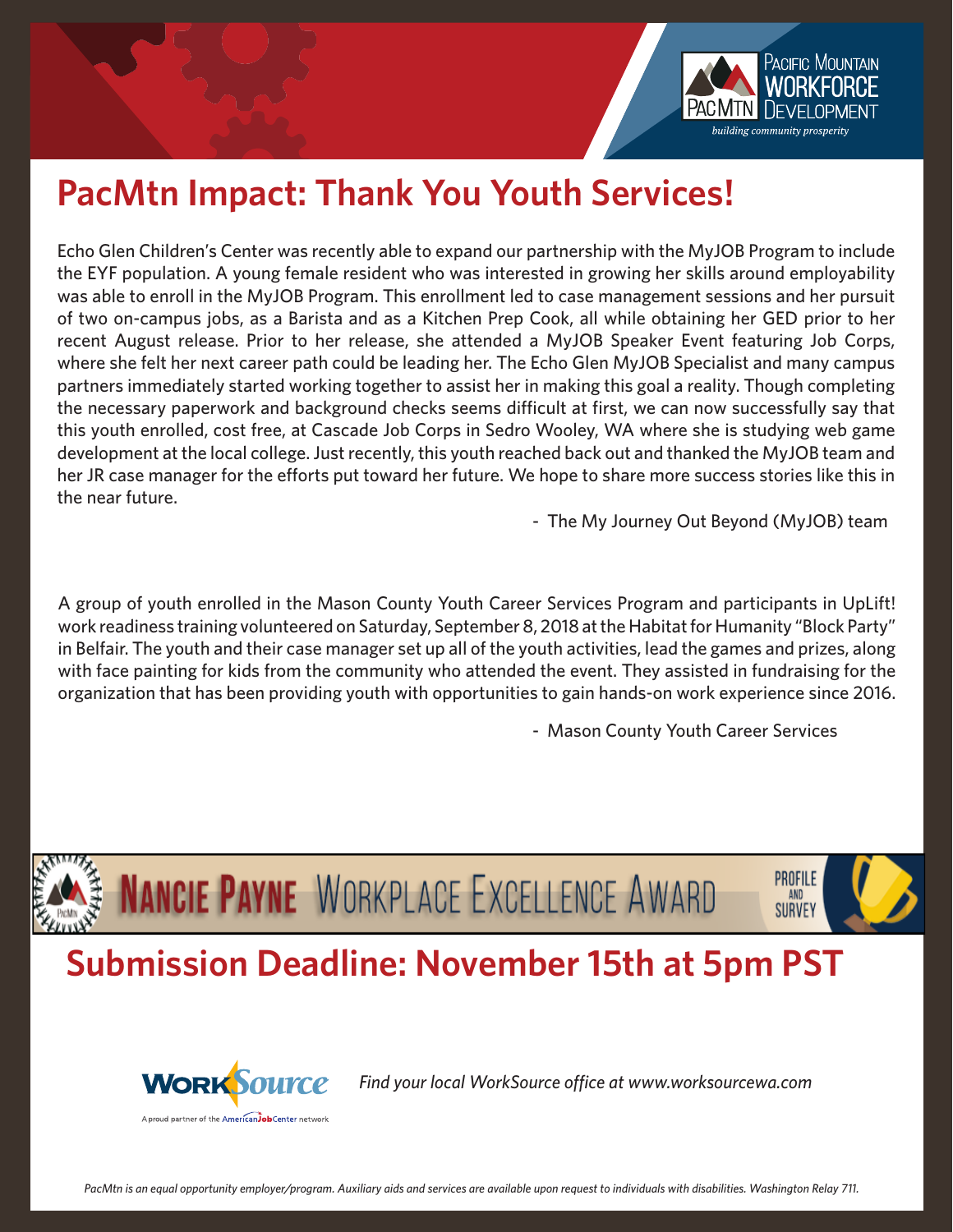Pacific Mountain WORKFORCE Development

PACMTN

*building community prosperity*

# PacMtn Impact: Thank You Youth Services!

Echo Glen Children's Center was recently able to expand our partnership with the MyJOB Program to include the EYF population. A young female resident who was interested in growing her skills around employability was able to enroll in the MyJOB Program. This enrollment led to case management sessions and her pursuit of two on-campus jobs, as a Barista and as a Kitchen Prep Cook, all while obtaining her GED prior to her recent August release. Prior to her release, she attended a MyJOB Speaker Event featuring Job Corps, where she felt her next career path could be leading her. The Echo Glen MyJOB Specialist and many campus partners immediately started working together to assist her in making this goal a reality. Though completing the necessary paperwork and background checks seems difficult at first, we can now successfully say that this youth enrolled, cost free, at Cascade Job Corps in Sedro Wooley, WA where she is studying web game development at the local college. Just recently, this youth reached back out and thanked the MyJOB team and her JR case manager for the efforts put toward her future. We hope to share more success stories like this in the near future.

- The My Journey Out Beyond (MyJOB) team

A group of youth enrolled in the Mason County Youth Career Services Program and participants in UpLift! work readiness training volunteered on Saturday, September 8, 2018 at the Habitat for Humanity "Block Party" in Belfair. The youth and their case manager set up all of the youth activities, lead the games and prizes, along with face painting for kids from the community who attended the event. They assisted in fundraising for the organization that has been providing youth with opportunities to gain hands-on work experience since 2016.

- Mason County Youth Career Services

**NANCIE PAYNE** WORKPLACE EXCELLENCE AWARD

PROFILE AND SURVEY

## Submission Deadline: November 15th at 5pm PST

WorkSource

A proud partner of the AmericanJobCenter network

*Find your local WorkSource office at www.worksourcewa.com*

*PacMtn is an equal opportunity employer/program. Auxiliary aids and services are available upon request to individuals with disabilities. Washington Relay 711.*